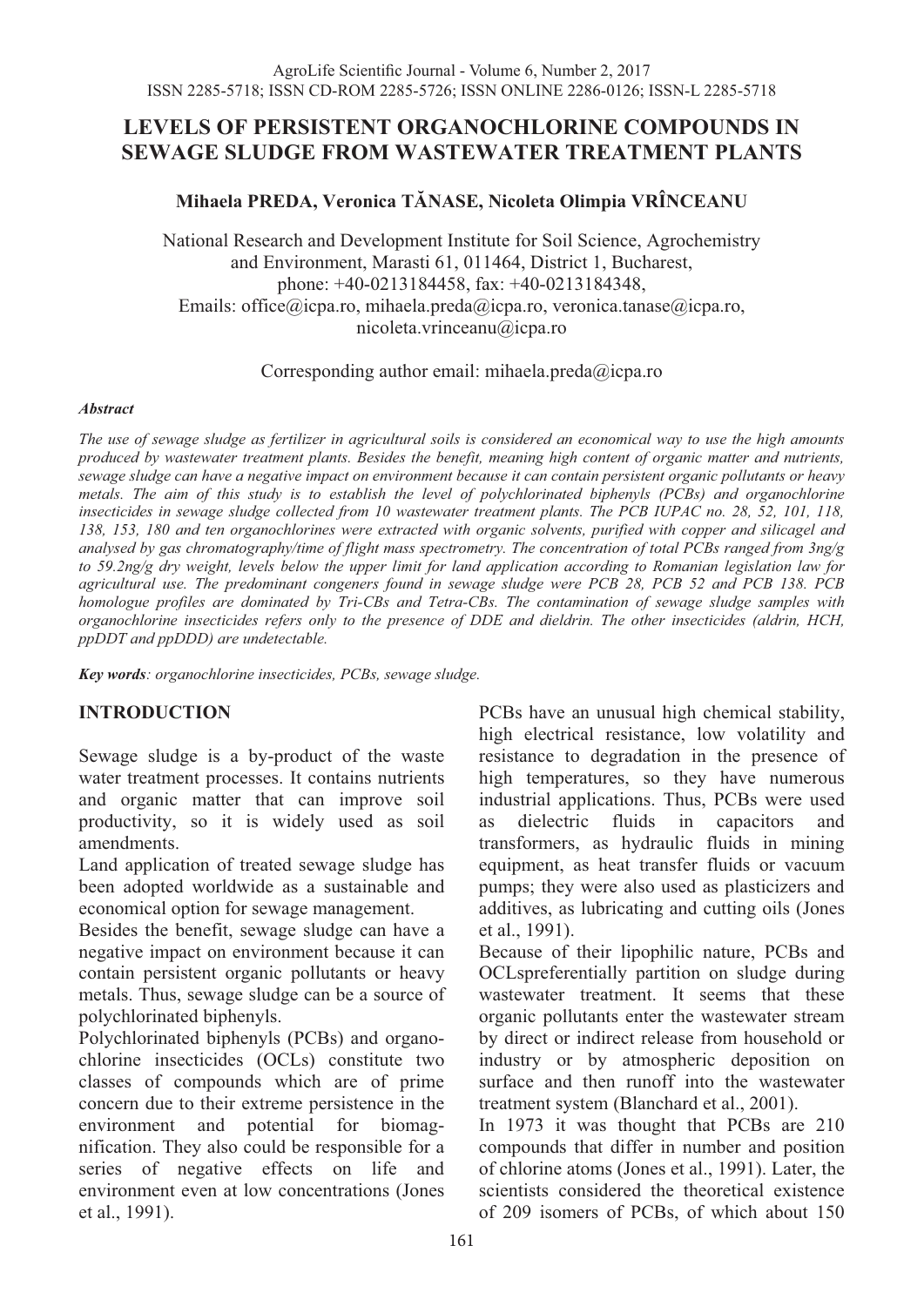# LEVELS OF PERSISTENT ORGANOCHLORINE COMPOUNDS IN SEWAGE SLUDGE FROM WASTEWATER TREATMENT PLANTS

**Mihaela PREDA, Veronica TĂNASE, Nicoleta Olimpia VRÎNCEANU**

National Research and Development Institute for Soil Science, Agrochemistry and Environment, Marasti 61, 011464, District 1, Bucharest,
phone: +40-0213184458, fax: +40-0213184348,
Emails: office@icpa.ro, mihaela.preda@icpa.ro, veronica.tanase@icpa.ro, nicoleta.vrinceanu@icpa.ro

Corresponding author email: mihaela.preda@icpa.ro

***Abstract***

*The use of sewage sludge as fertilizer in agricultural soils is considered an economical way to use the high amounts produced by wastewater treatment plants. Besides the benefit, meaning high content of organic matter and nutrients, sewage sludge can have a negative impact on environment because it can contain persistent organic pollutants or heavy metals. The aim of this study is to establish the level of polychlorinated biphenyls (PCBs) and organochlorine insecticides in sewage sludge collected from 10 wastewater treatment plants. The PCB IUPAC no. 28, 52, 101, 118, 138, 153, 180 and ten organochlorines were extracted with organic solvents, purified with copper and silicagel and analysed by gas chromatography/time of flight mass spectrometry. The concentration of total PCBs ranged from 3ng/g to 59.2ng/g dry weight, levels below the upper limit for land application according to Romanian legislation law for agricultural use. The predominant congeners found in sewage sludge were PCB 28, PCB 52 and PCB 138. PCB homologue profiles are dominated by Tri-CBs and Tetra-CBs. The contamination of sewage sludge samples with organochlorine insecticides refers only to the presence of DDE and dieldrin. The other insecticides (aldrin, HCH, ppDDT and ppDDD) are undetectable.*

***Key words****: organochlorine insecticides, PCBs, sewage sludge.*

## INTRODUCTION

Sewage sludge is a by-product of the waste water treatment processes. It contains nutrients and organic matter that can improve soil productivity, so it is widely used as soil amendments.

Land application of treated sewage sludge has been adopted worldwide as a sustainable and economical option for sewage management.

Besides the benefit, sewage sludge can have a negative impact on environment because it can contain persistent organic pollutants or heavy metals. Thus, sewage sludge can be a source of polychlorinated biphenyls.

Polychlorinated biphenyls (PCBs) and organochlorine insecticides (OCLs) constitute two classes of compounds which are of prime concern due to their extreme persistence in the environment and potential for biomagnification. They also could be responsible for a series of negative effects on life and environment even at low concentrations (Jones et al., 1991).

PCBs have an unusual high chemical stability, high electrical resistance, low volatility and resistance to degradation in the presence of high temperatures, so they have numerous industrial applications. Thus, PCBs were used as dielectric fluids in capacitors and transformers, as hydraulic fluids in mining equipment, as heat transfer fluids or vacuum pumps; they were also used as plasticizers and additives, as lubricating and cutting oils (Jones et al., 1991).

Because of their lipophilic nature, PCBs and OCLspreferentially partition on sludge during wastewater treatment. It seems that these organic pollutants enter the wastewater stream by direct or indirect release from household or industry or by atmospheric deposition on surface and then runoff into the wastewater treatment system (Blanchard et al., 2001).

In 1973 it was thought that PCBs are 210 compounds that differ in number and position of chlorine atoms (Jones et al., 1991). Later, the scientists considered the theoretical existence of 209 isomers of PCBs, of which about 150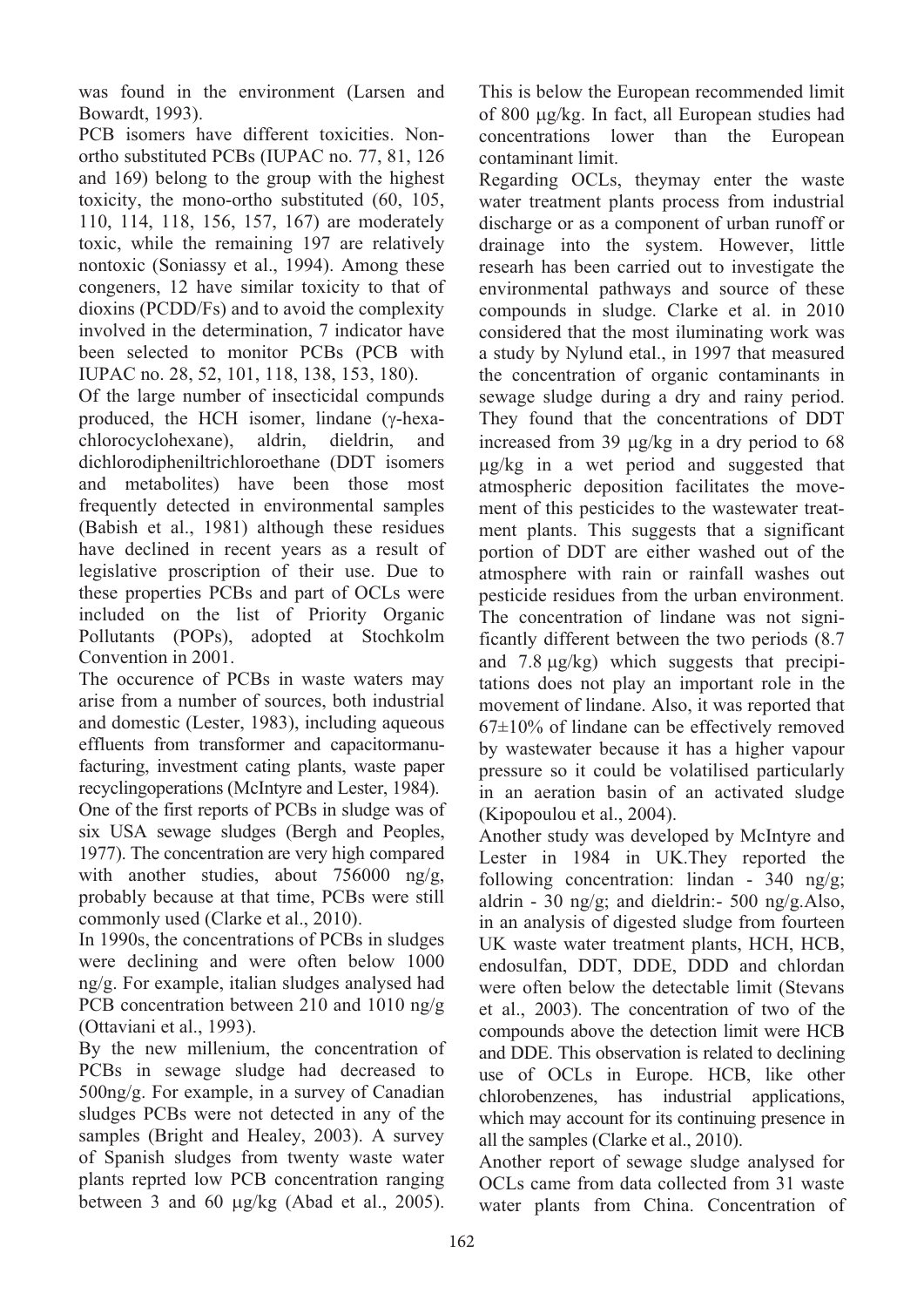was found in the environment (Larsen and Bowardt, 1993).

PCB isomers have different toxicities. Non-ortho substituted PCBs (IUPAC no. 77, 81, 126 and 169) belong to the group with the highest toxicity, the mono-ortho substituted (60, 105, 110, 114, 118, 156, 157, 167) are moderately toxic, while the remaining 197 are relatively nontoxic (Soniassy et al., 1994). Among these congeners, 12 have similar toxicity to that of dioxins (PCDD/Fs) and to avoid the complexity involved in the determination, 7 indicator have been selected to monitor PCBs (PCB with IUPAC no. 28, 52, 101, 118, 138, 153, 180).

Of the large number of insecticidal compunds produced, the HCH isomer, lindane (γ-hexachlorocyclohexane), aldrin, dieldrin, and dichlorodipheniltrichloroethane (DDT isomers and metabolites) have been those most frequently detected in environmental samples (Babish et al., 1981) although these residues have declined in recent years as a result of legislative proscription of their use. Due to these properties PCBs and part of OCLs were included on the list of Priority Organic Pollutants (POPs), adopted at Stochkolm Convention in 2001.

The occurence of PCBs in waste waters may arise from a number of sources, both industrial and domestic (Lester, 1983), including aqueous effluents from transformer and capacitormanufacturing, investment cating plants, waste paper recyclingoperations (McIntyre and Lester, 1984).

One of the first reports of PCBs in sludge was of six USA sewage sludges (Bergh and Peoples, 1977). The concentration are very high compared with another studies, about 756000 ng/g, probably because at that time, PCBs were still commonly used (Clarke et al., 2010).

In 1990s, the concentrations of PCBs in sludges were declining and were often below 1000 ng/g. For example, italian sludges analysed had PCB concentration between 210 and 1010 ng/g (Ottaviani et al., 1993).

By the new millenium, the concentration of PCBs in sewage sludge had decreased to 500ng/g. For example, in a survey of Canadian sludges PCBs were not detected in any of the samples (Bright and Healey, 2003). A survey of Spanish sludges from twenty waste water plants reprted low PCB concentration ranging between 3 and 60 μg/kg (Abad et al., 2005). This is below the European recommended limit of 800 μg/kg. In fact, all European studies had concentrations lower than the European contaminant limit.

Regarding OCLs, theymay enter the waste water treatment plants process from industrial discharge or as a component of urban runoff or drainage into the system. However, little researh has been carried out to investigate the environmental pathways and source of these compounds in sludge. Clarke et al. in 2010 considered that the most iluminating work was a study by Nylund etal., in 1997 that measured the concentration of organic contaminants in sewage sludge during a dry and rainy period. They found that the concentrations of DDT increased from 39 μg/kg in a dry period to 68 μg/kg in a wet period and suggested that atmospheric deposition facilitates the movement of this pesticides to the wastewater treatment plants. This suggests that a significant portion of DDT are either washed out of the atmosphere with rain or rainfall washes out pesticide residues from the urban environment. The concentration of lindane was not significantly different between the two periods (8.7 and 7.8 μg/kg) which suggests that precipitations does not play an important role in the movement of lindane. Also, it was reported that 67±10% of lindane can be effectively removed by wastewater because it has a higher vapour pressure so it could be volatilised particularly in an aeration basin of an activated sludge (Kipopoulou et al., 2004).

Another study was developed by McIntyre and Lester in 1984 in UK.They reported the following concentration: lindan - 340 ng/g; aldrin - 30 ng/g; and dieldrin:- 500 ng/g.Also, in an analysis of digested sludge from fourteen UK waste water treatment plants, HCH, HCB, endosulfan, DDT, DDE, DDD and chlordan were often below the detectable limit (Stevans et al., 2003). The concentration of two of the compounds above the detection limit were HCB and DDE. This observation is related to declining use of OCLs in Europe. HCB, like other chlorobenzenes, has industrial applications, which may account for its continuing presence in all the samples (Clarke et al., 2010).

Another report of sewage sludge analysed for OCLs came from data collected from 31 waste water plants from China. Concentration of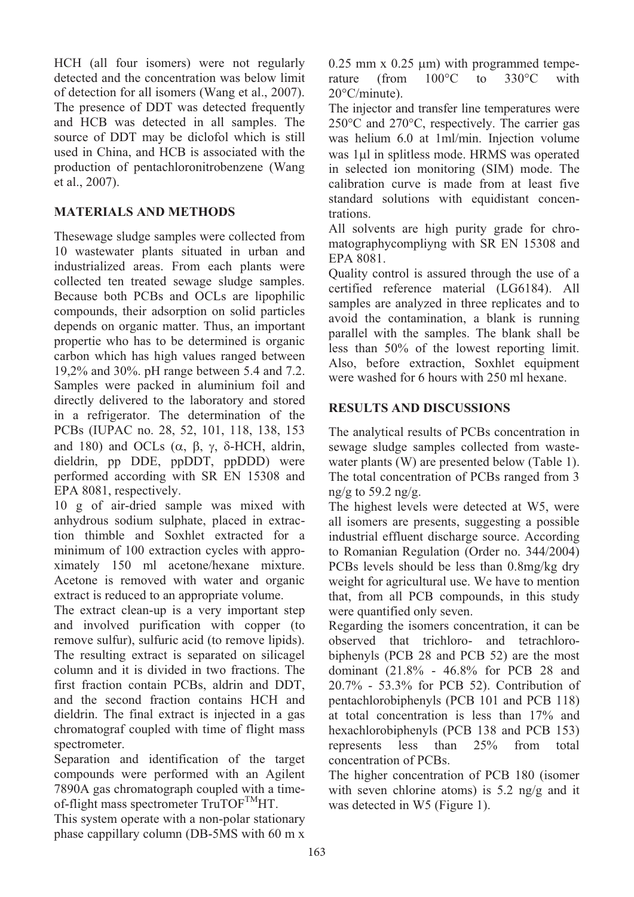HCH (all four isomers) were not regularly detected and the concentration was below limit of detection for all isomers (Wang et al., 2007). The presence of DDT was detected frequently and HCB was detected in all samples. The source of DDT may be diclofol which is still used in China, and HCB is associated with the production of pentachloronitrobenzene (Wang et al., 2007).

## MATERIALS AND METHODS

Thesewage sludge samples were collected from 10 wastewater plants situated in urban and industrialized areas. From each plants were collected ten treated sewage sludge samples. Because both PCBs and OCLs are lipophilic compounds, their adsorption on solid particles depends on organic matter. Thus, an important propertie who has to be determined is organic carbon which has high values ranged between 19,2% and 30%. pH range between 5.4 and 7.2. Samples were packed in aluminium foil and directly delivered to the laboratory and stored in a refrigerator. The determination of the PCBs (IUPAC no. 28, 52, 101, 118, 138, 153 and 180) and OCLs (α, β, γ, δ-HCH, aldrin, dieldrin, pp DDE, ppDDT, ppDDD) were performed according with SR EN 15308 and EPA 8081, respectively.

10 g of air-dried sample was mixed with anhydrous sodium sulphate, placed in extraction thimble and Soxhlet extracted for a minimum of 100 extraction cycles with approximately 150 ml acetone/hexane mixture. Acetone is removed with water and organic extract is reduced to an appropriate volume.

The extract clean-up is a very important step and involved purification with copper (to remove sulfur), sulfuric acid (to remove lipids). The resulting extract is separated on silicagel column and it is divided in two fractions. The first fraction contain PCBs, aldrin and DDT, and the second fraction contains HCH and dieldrin. The final extract is injected in a gas chromatograf coupled with time of flight mass spectrometer.

Separation and identification of the target compounds were performed with an Agilent 7890A gas chromatograph coupled with a time-of-flight mass spectrometer TruTOF$^{TM}$HT.

This system operate with a non-polar stationary phase cappillary column (DB-5MS with 60 m x 0.25 mm x 0.25 μm) with programmed temperature (from 100°C to 330°C with 20°C/minute).

The injector and transfer line temperatures were 250°C and 270°C, respectively. The carrier gas was helium 6.0 at 1ml/min. Injection volume was 1μl in splitless mode. HRMS was operated in selected ion monitoring (SIM) mode. The calibration curve is made from at least five standard solutions with equidistant concentrations.

All solvents are high purity grade for chromatographycompliyng with SR EN 15308 and EPA 8081.

Quality control is assured through the use of a certified reference material (LG6184). All samples are analyzed in three replicates and to avoid the contamination, a blank is running parallel with the samples. The blank shall be less than 50% of the lowest reporting limit. Also, before extraction, Soxhlet equipment were washed for 6 hours with 250 ml hexane.

## RESULTS AND DISCUSSIONS

The analytical results of PCBs concentration in sewage sludge samples collected from wastewater plants (W) are presented below (Table 1). The total concentration of PCBs ranged from 3 ng/g to 59.2 ng/g.

The highest levels were detected at W5, were all isomers are presents, suggesting a possible industrial effluent discharge source. According to Romanian Regulation (Order no. 344/2004) PCBs levels should be less than 0.8mg/kg dry weight for agricultural use. We have to mention that, from all PCB compounds, in this study were quantified only seven.

Regarding the isomers concentration, it can be observed that trichloro- and tetrachlorobiphenyls (PCB 28 and PCB 52) are the most dominant (21.8% - 46.8% for PCB 28 and 20.7% - 53.3% for PCB 52). Contribution of pentachlorobiphenyls (PCB 101 and PCB 118) at total concentration is less than 17% and hexachlorobiphenyls (PCB 138 and PCB 153) represents less than 25% from total concentration of PCBs.

The higher concentration of PCB 180 (isomer with seven chlorine atoms) is 5.2 ng/g and it was detected in W5 (Figure 1).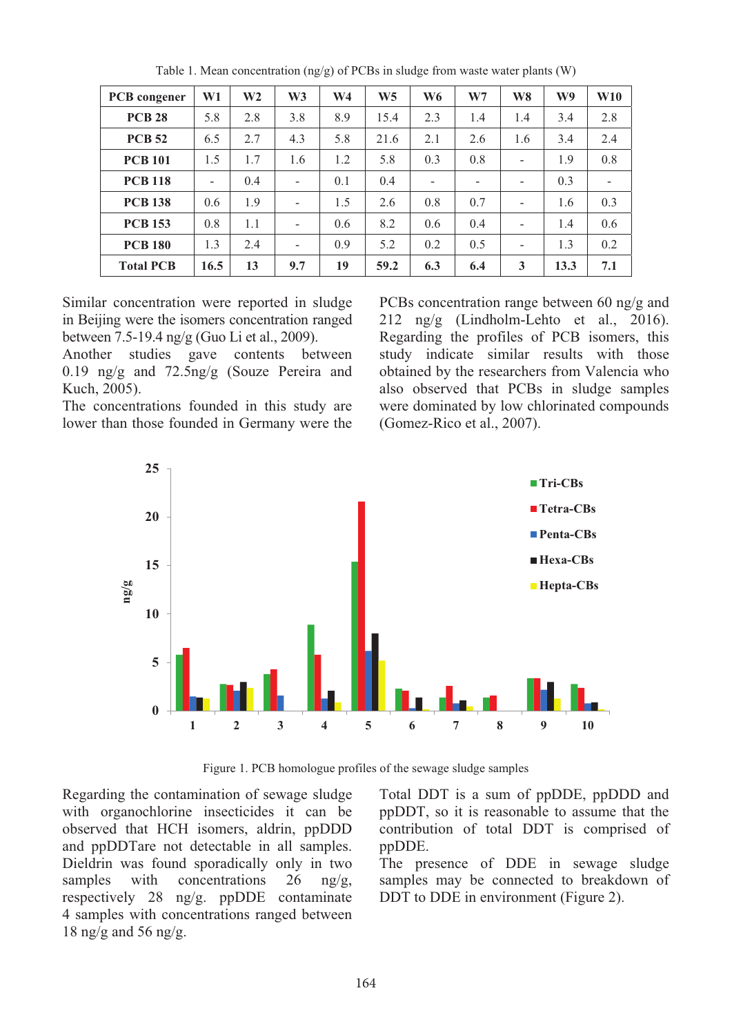Table 1. Mean concentration (ng/g) of PCBs in sludge from waste water plants (W)

| PCB congener | W1 | W2 | W3 | W4 | W5 | W6 | W7 | W8 | W9 | W10 |
|---|---|---|---|---|---|---|---|---|---|---|
| **PCB 28** | 5.8 | 2.8 | 3.8 | 8.9 | 15.4 | 2.3 | 1.4 | 1.4 | 3.4 | 2.8 |
| **PCB 52** | 6.5 | 2.7 | 4.3 | 5.8 | 21.6 | 2.1 | 2.6 | 1.6 | 3.4 | 2.4 |
| **PCB 101** | 1.5 | 1.7 | 1.6 | 1.2 | 5.8 | 0.3 | 0.8 | - | 1.9 | 0.8 |
| **PCB 118** | - | 0.4 | - | 0.1 | 0.4 | - | - | - | 0.3 | - |
| **PCB 138** | 0.6 | 1.9 | - | 1.5 | 2.6 | 0.8 | 0.7 | - | 1.6 | 0.3 |
| **PCB 153** | 0.8 | 1.1 | - | 0.6 | 8.2 | 0.6 | 0.4 | - | 1.4 | 0.6 |
| **PCB 180** | 1.3 | 2.4 | - | 0.9 | 5.2 | 0.2 | 0.5 | - | 1.3 | 0.2 |
| **Total PCB** | **16.5** | **13** | **9.7** | **19** | **59.2** | **6.3** | **6.4** | **3** | **13.3** | **7.1** |

Similar concentration were reported in sludge in Beijing were the isomers concentration ranged between 7.5-19.4 ng/g (Guo Li et al., 2009).
Another studies gave contents between 0.19 ng/g and 72.5ng/g (Souze Pereira and Kuch, 2005).
The concentrations founded in this study are lower than those founded in Germany were the PCBs concentration range between 60 ng/g and 212 ng/g (Lindholm-Lehto et al., 2016). Regarding the profiles of PCB isomers, this study indicate similar results with those obtained by the researchers from Valencia who also observed that PCBs in sludge samples were dominated by low chlorinated compounds (Gomez-Rico et al., 2007).

Figure 1. PCB homologue profiles of the sewage sludge samples

Regarding the contamination of sewage sludge with organochlorine insecticides it can be observed that HCH isomers, aldrin, ppDDD and ppDDTare not detectable in all samples. Dieldrin was found sporadically only in two samples with concentrations 26 ng/g, respectively 28 ng/g. ppDDE contaminate 4 samples with concentrations ranged between 18 ng/g and 56 ng/g.
Total DDT is a sum of ppDDE, ppDDD and ppDDT, so it is reasonable to assume that the contribution of total DDT is comprised of ppDDE.
The presence of DDE in sewage sludge samples may be connected to breakdown of DDT to DDE in environment (Figure 2).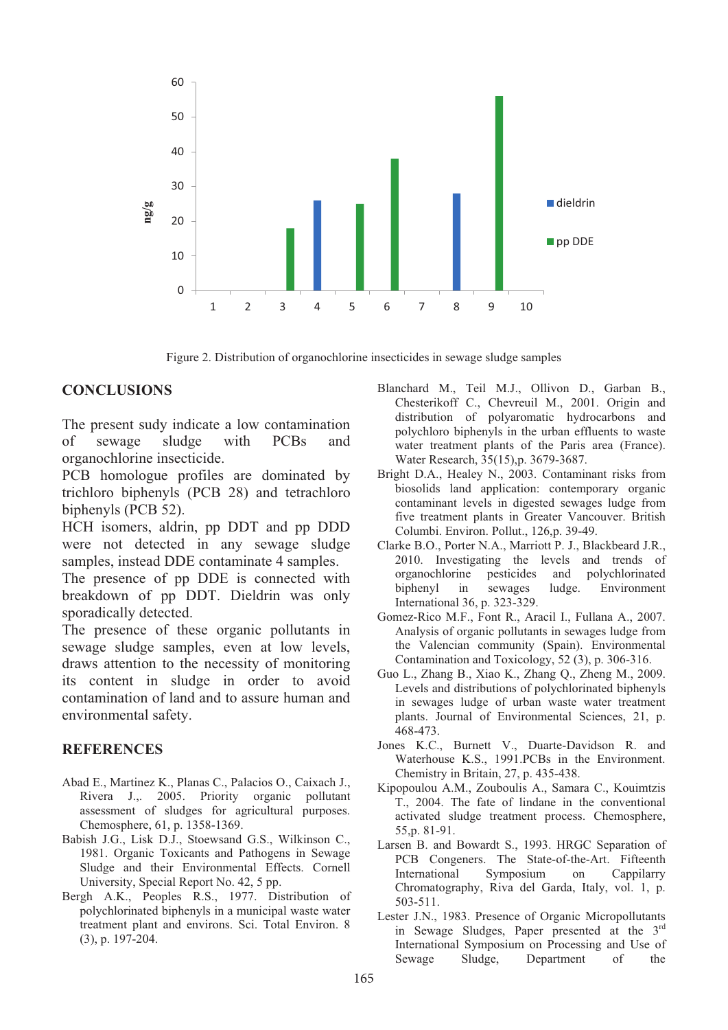Figure 2. Distribution of organochlorine insecticides in sewage sludge samples

## CONCLUSIONS

The present sudy indicate a low contamination of sewage sludge with PCBs and organochlorine insecticide.

PCB homologue profiles are dominated by trichloro biphenyls (PCB 28) and tetrachloro biphenyls (PCB 52).

HCH isomers, aldrin, pp DDT and pp DDD were not detected in any sewage sludge samples, instead DDE contaminate 4 samples.

The presence of pp DDE is connected with breakdown of pp DDT. Dieldrin was only sporadically detected.

The presence of these organic pollutants in sewage sludge samples, even at low levels, draws attention to the necessity of monitoring its content in sludge in order to avoid contamination of land and to assure human and environmental safety.

## REFERENCES

Abad E., Martinez K., Planas C., Palacios O., Caixach J., Rivera J.,. 2005. Priority organic pollutant assessment of sludges for agricultural purposes. Chemosphere, 61, p. 1358-1369.

Babish J.G., Lisk D.J., Stoewsand G.S., Wilkinson C., 1981. Organic Toxicants and Pathogens in Sewage Sludge and their Environmental Effects. Cornell University, Special Report No. 42, 5 pp.

Bergh A.K., Peoples R.S., 1977. Distribution of polychlorinated biphenyls in a municipal waste water treatment plant and environs. Sci. Total Environ. 8 (3), p. 197-204.

Blanchard M., Teil M.J., Ollivon D., Garban B., Chesterikoff C., Chevreuil M., 2001. Origin and distribution of polyaromatic hydrocarbons and polychloro biphenyls in the urban effluents to waste water treatment plants of the Paris area (France). Water Research, 35(15),p. 3679-3687.

Bright D.A., Healey N., 2003. Contaminant risks from biosolids land application: contemporary organic contaminant levels in digested sewages ludge from five treatment plants in Greater Vancouver. British Columbi. Environ. Pollut., 126,p. 39-49.

Clarke B.O., Porter N.A., Marriott P. J., Blackbeard J.R., 2010. Investigating the levels and trends of organochlorine pesticides and polychlorinated biphenyl in sewages ludge. Environment International 36, p. 323-329.

Gomez-Rico M.F., Font R., Aracil I., Fullana A., 2007. Analysis of organic pollutants in sewages ludge from the Valencian community (Spain). Environmental Contamination and Toxicology, 52 (3), p. 306-316.

Guo L., Zhang B., Xiao K., Zhang Q., Zheng M., 2009. Levels and distributions of polychlorinated biphenyls in sewages ludge of urban waste water treatment plants. Journal of Environmental Sciences, 21, p. 468-473.

Jones K.C., Burnett V., Duarte-Davidson R. and Waterhouse K.S., 1991.PCBs in the Environment. Chemistry in Britain, 27, p. 435-438.

Kipopoulou A.M., Zouboulis A., Samara C., Kouimtzis T., 2004. The fate of lindane in the conventional activated sludge treatment process. Chemosphere, 55,p. 81-91.

Larsen B. and Bowardt S., 1993. HRGC Separation of PCB Congeners. The State-of-the-Art. Fifteenth International Symposium on Cappilarry Chromatography, Riva del Garda, Italy, vol. 1, p. 503-511.

Lester J.N., 1983. Presence of Organic Micropollutants in Sewage Sludges, Paper presented at the 3rd International Symposium on Processing and Use of Sewage Sludge, Department of the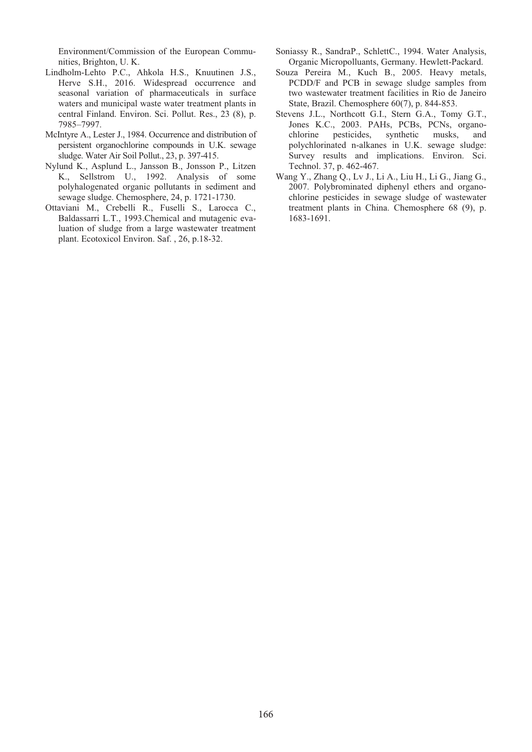Environment/Commission of the European Communities, Brighton, U. K.

Lindholm-Lehto P.C., Ahkola H.S., Knuutinen J.S., Herve S.H., 2016. Widespread occurrence and seasonal variation of pharmaceuticals in surface waters and municipal waste water treatment plants in central Finland. Environ. Sci. Pollut. Res., 23 (8), p. 7985–7997.

McIntyre A., Lester J., 1984. Occurrence and distribution of persistent organochlorine compounds in U.K. sewage sludge. Water Air Soil Pollut., 23, p. 397-415.

Nylund K., Asplund L., Jansson B., Jonsson P., Litzen K., Sellstrom U., 1992. Analysis of some polyhalogenated organic pollutants in sediment and sewage sludge. Chemosphere, 24, p. 1721-1730.

Ottaviani M., Crebelli R., Fuselli S., Larocca C., Baldassarri L.T., 1993.Chemical and mutagenic evaluation of sludge from a large wastewater treatment plant. Ecotoxicol Environ. Saf. , 26, p.18-32.

Soniassy R., SandraP., SchlettC., 1994. Water Analysis, Organic Micropolluants, Germany. Hewlett-Packard.

Souza Pereira M., Kuch B., 2005. Heavy metals, PCDD/F and PCB in sewage sludge samples from two wastewater treatment facilities in Rio de Janeiro State, Brazil. Chemosphere 60(7), p. 844-853.

Stevens J.L., Northcott G.I., Stern G.A., Tomy G.T., Jones K.C., 2003. PAHs, PCBs, PCNs, organochlorine pesticides, synthetic musks, and polychlorinated n-alkanes in U.K. sewage sludge: Survey results and implications. Environ. Sci. Technol. 37, p. 462-467.

Wang Y., Zhang Q., Lv J., Li A., Liu H., Li G., Jiang G., 2007. Polybrominated diphenyl ethers and organochlorine pesticides in sewage sludge of wastewater treatment plants in China. Chemosphere 68 (9), p. 1683-1691.